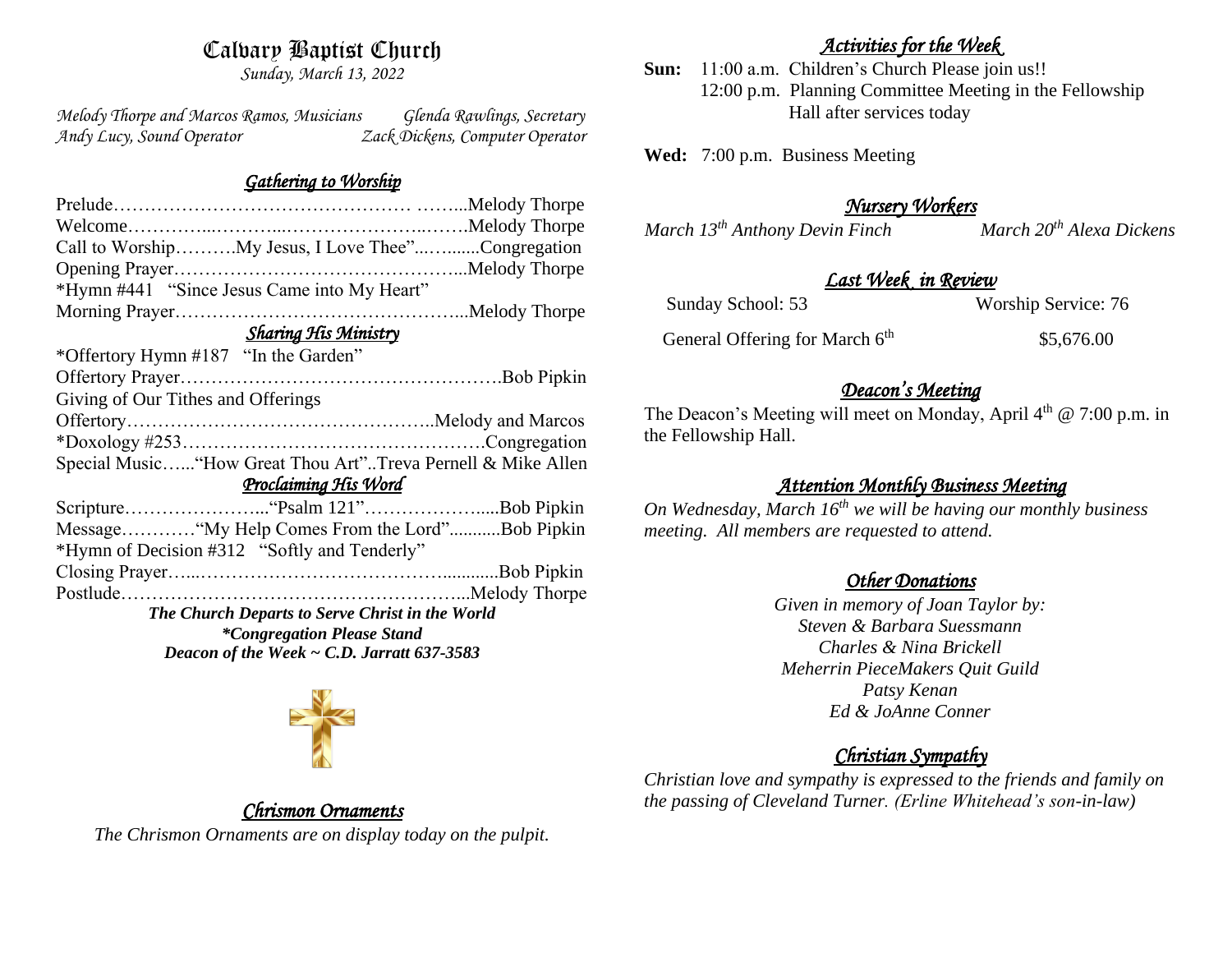# Calvary Baptist Church

*Sunday, March 13, 2022*

*Melody Thorpe and Marcos Ramos, Musicians* *Glenda Rawlings, Secretary*
*Andy Lucy, Sound Operator* *Zack Dickens, Computer Operator*

## *Gathering to Worship*

Prelude………………………………………… ……...Melody Thorpe
Welcome…………...………...…………………...…….Melody Thorpe
Call to Worship……….My Jesus, I Love Thee"...…........Congregation
Opening Prayer………………………………………...Melody Thorpe
*Hymn #441 "Since Jesus Came into My Heart"
Morning Prayer………………………………………...Melody Thorpe

## *Sharing His Ministry*

*Offertory Hymn #187 "In the Garden"
Offertory Prayer…………………………………………….Bob Pipkin
Giving of Our Tithes and Offerings
Offertory…………………………………………..Melody and Marcos
*Doxology #253………………………………………….Congregation
Special Music…..."How Great Thou Art"..Treva Pernell & Mike Allen

## *Proclaiming His Word*

Scripture…………………..."Psalm 121"………………......Bob Pipkin
Message…………"My Help Comes From the Lord"...........Bob Pipkin
*Hymn of Decision #312 "Softly and Tenderly"
Closing Prayer…...……………………………….............Bob Pipkin
Postlude………………………………………………...Melody Thorpe

***The Church Departs to Serve Christ in the World***
***\*Congregation Please Stand***
***Deacon of the Week ~ C.D. Jarratt 637-3583***

## *Chrismon Ornaments*

*The Chrismon Ornaments are on display today on the pulpit.*

## *Activities for the Week*

**Sun:** 11:00 a.m. Children's Church Please join us!!
12:00 p.m. Planning Committee Meeting in the Fellowship Hall after services today

**Wed:** 7:00 p.m. Business Meeting

## *Nursery Workers*

*March 13th Anthony Devin Finch* *March 20th Alexa Dickens*

## *Last Week in Review*

Sunday School: 53 Worship Service: 76

General Offering for March 6th $5,676.00

## *Deacon's Meeting*

The Deacon's Meeting will meet on Monday, April 4th @ 7:00 p.m. in the Fellowship Hall.

## *Attention Monthly Business Meeting*

*On Wednesday, March 16th we will be having our monthly business meeting. All members are requested to attend.*

## *Other Donations*

*Given in memory of Joan Taylor by:*
*Steven & Barbara Suessmann*
*Charles & Nina Brickell*
*Meherrin PieceMakers Quit Guild*
*Patsy Kenan*
*Ed & JoAnne Conner*

## *Christian Sympathy*

*Christian love and sympathy is expressed to the friends and family on the passing of Cleveland Turner. (Erline Whitehead's son-in-law)*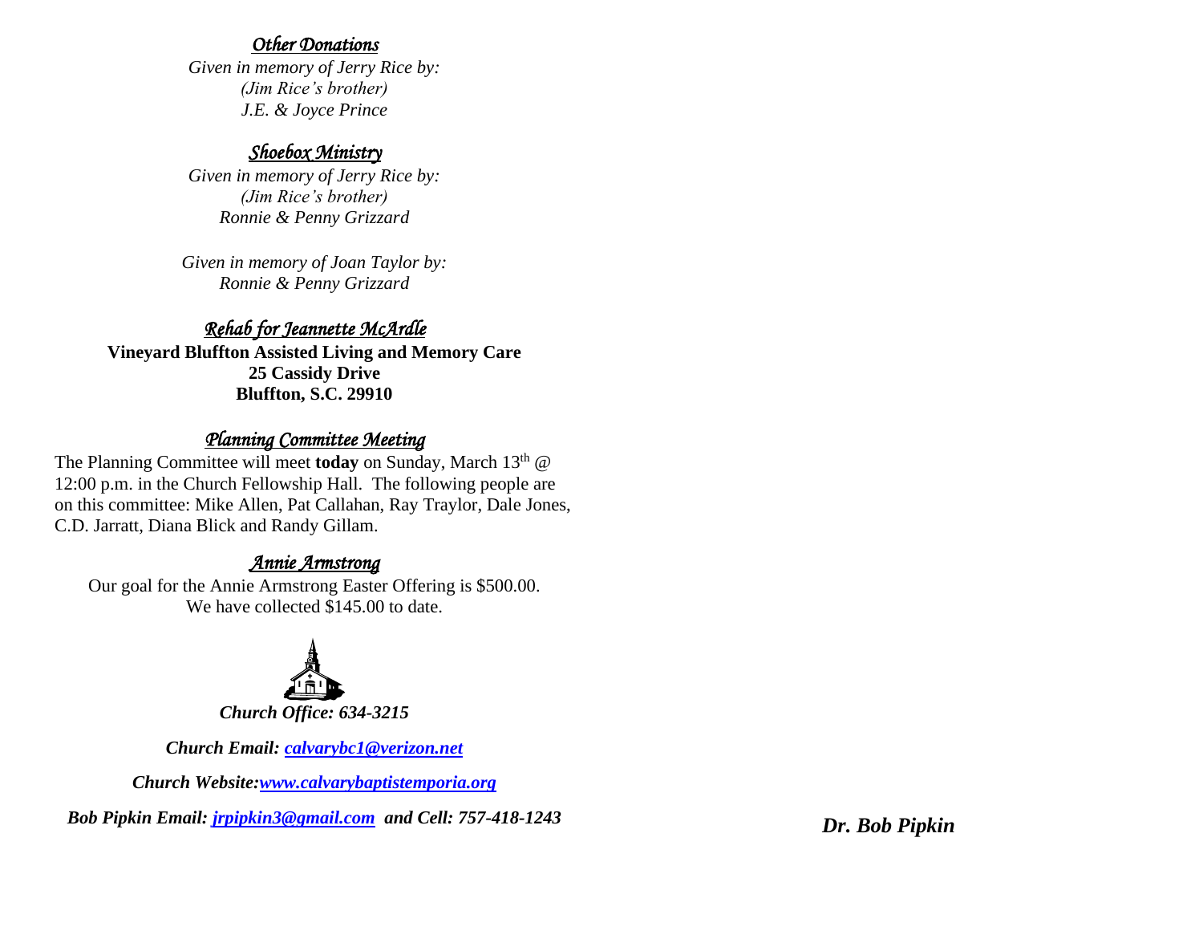## *Other Donations*

*Given in memory of Jerry Rice by:*
*(Jim Rice's brother)*
*J.E. & Joyce Prince*

## *Shoebox Ministry*

*Given in memory of Jerry Rice by:*
*(Jim Rice's brother)*
*Ronnie & Penny Grizzard*

*Given in memory of Joan Taylor by:*
*Ronnie & Penny Grizzard*

## *Rehab for Jeannette McArdle*

**Vineyard Bluffton Assisted Living and Memory Care**
**25 Cassidy Drive**
**Bluffton, S.C. 29910**

## *Planning Committee Meeting*

The Planning Committee will meet **today** on Sunday, March 13th @ 12:00 p.m. in the Church Fellowship Hall. The following people are on this committee: Mike Allen, Pat Callahan, Ray Traylor, Dale Jones, C.D. Jarratt, Diana Blick and Randy Gillam.

## *Annie Armstrong*

Our goal for the Annie Armstrong Easter Offering is $500.00.
We have collected $145.00 to date.

***Church Office: 634-3215***

***Church Email: calvarybc1@verizon.net***

***Church Website: www.calvarybaptistemporia.org***

***Bob Pipkin Email: jrpipkin3@gmail.com and Cell: 757-418-1243***

***Dr. Bob Pipkin***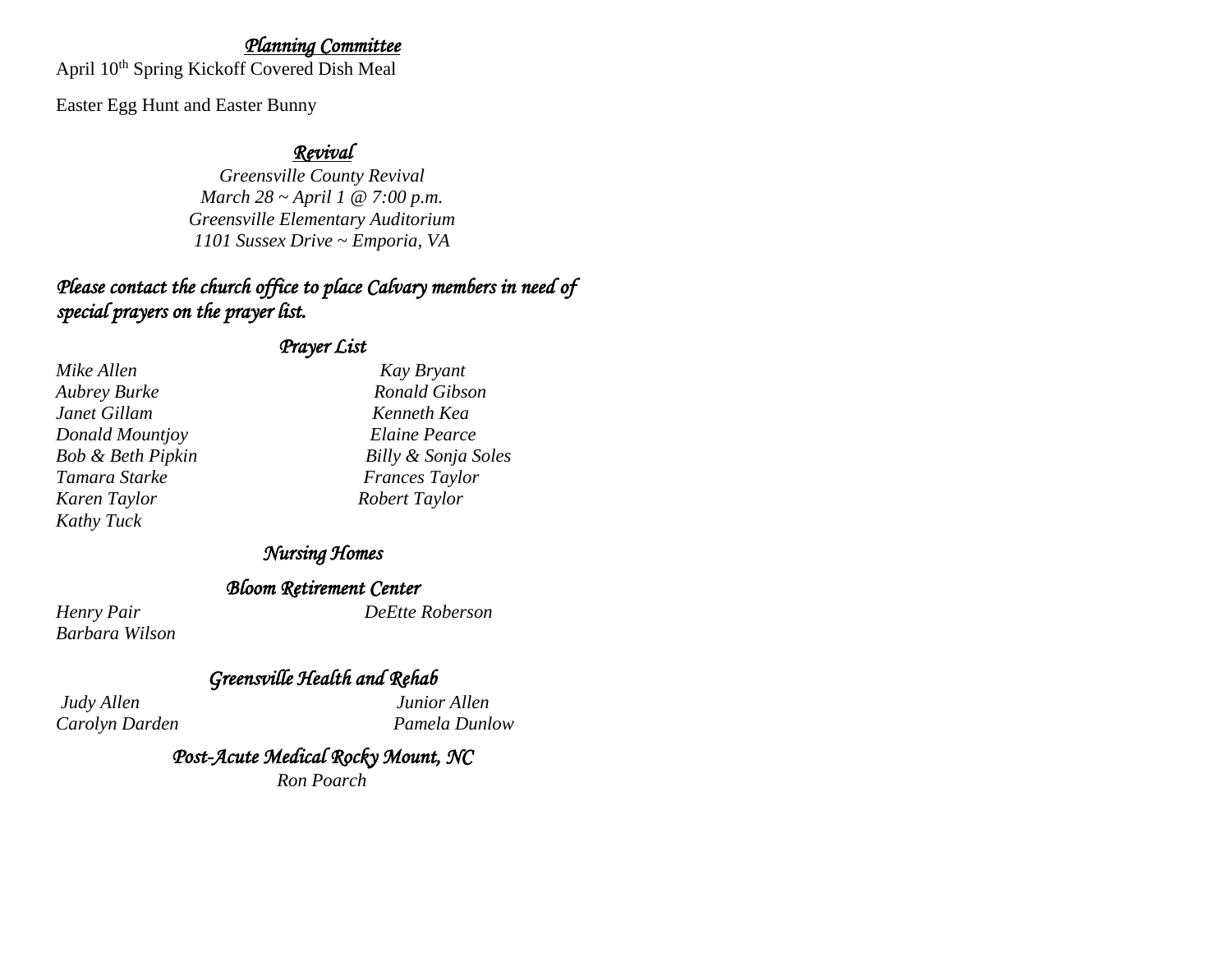## *Planning Committee*

April 10th Spring Kickoff Covered Dish Meal

Easter Egg Hunt and Easter Bunny

## *Revival*

*Greensville County Revival*
*March 28 ~ April 1 @ 7:00 p.m.*
*Greensville Elementary Auditorium*
*1101 Sussex Drive ~ Emporia, VA*

***Please contact the church office to place Calvary members in need of special prayers on the prayer list.***

## *Prayer List*

*Mike Allen*
*Kay Bryant*
*Aubrey Burke*
*Ronald Gibson*
*Janet Gillam*
*Kenneth Kea*
*Donald Mountjoy*
*Elaine Pearce*
*Bob & Beth Pipkin*
*Billy & Sonja Soles*
*Tamara Starke*
*Frances Taylor*
*Karen Taylor*
*Robert Taylor*
*Kathy Tuck*

## *Nursing Homes*

### *Bloom Retirement Center*

*Henry Pair*
*DeEtte Roberson*
*Barbara Wilson*

### *Greensville Health and Rehab*

*Judy Allen*
*Junior Allen*
*Carolyn Darden*
*Pamela Dunlow*

### *Post-Acute Medical Rocky Mount, NC*

*Ron Poarch*